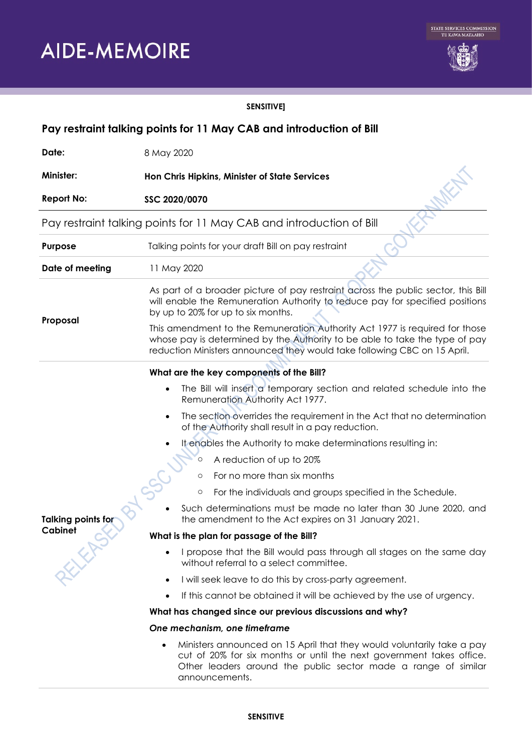# AIDE-MEMOIRE

SENSITIVE]

## Pay restraint talking points for 11 May CAB and introduction of Bill

| | |
|---|---|
| **Date:** | 8 May 2020 |
| **Minister:** | **Hon Chris Hipkins, Minister of State Services** |
| **Report No:** | **SSC 2020/0070** |

## Pay restraint talking points for 11 May CAB and introduction of Bill

| | |
|---|---|
| **Purpose** | Talking points for your draft Bill on pay restraint |
| **Date of meeting** | 11 May 2020 |
| **Proposal** | As part of a broader picture of pay restraint across the public sector, this Bill will enable the Remuneration Authority to reduce pay for specified positions by up to 20% for up to six months.<br><br>This amendment to the Remuneration Authority Act 1977 is required for those whose pay is determined by the Authority to be able to take the type of pay reduction Ministers announced they would take following CBC on 15 April. |

**Talking points for Cabinet**

**What are the key components of the Bill?**

- The Bill will insert a temporary section and related schedule into the Remuneration Authority Act 1977.
- The section overrides the requirement in the Act that no determination of the Authority shall result in a pay reduction.
- It enables the Authority to make determinations resulting in:
  - A reduction of up to 20%
  - For no more than six months
  - For the individuals and groups specified in the Schedule.
- Such determinations must be made no later than 30 June 2020, and the amendment to the Act expires on 31 January 2021.

**What is the plan for passage of the Bill?**

- I propose that the Bill would pass through all stages on the same day without referral to a select committee.
- I will seek leave to do this by cross-party agreement.
- If this cannot be obtained it will be achieved by the use of urgency.

**What has changed since our previous discussions and why?**

***One mechanism, one timeframe***

- Ministers announced on 15 April that they would voluntarily take a pay cut of 20% for six months or until the next government takes office. Other leaders around the public sector made a range of similar announcements.

SENSITIVE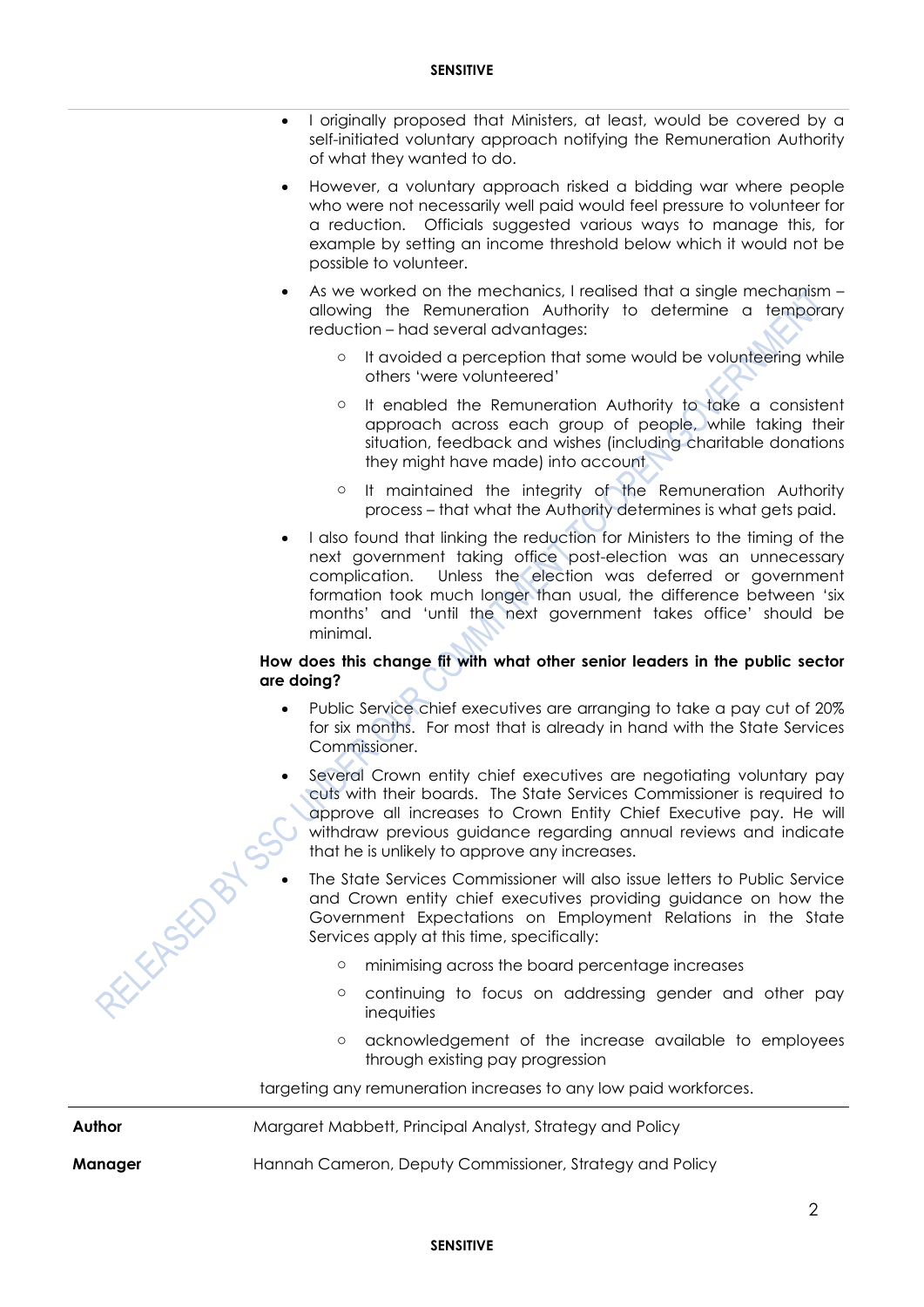- I originally proposed that Ministers, at least, would be covered by a self-initiated voluntary approach notifying the Remuneration Authority of what they wanted to do.
- However, a voluntary approach risked a bidding war where people who were not necessarily well paid would feel pressure to volunteer for a reduction. Officials suggested various ways to manage this, for example by setting an income threshold below which it would not be possible to volunteer.
- As we worked on the mechanics, I realised that a single mechanism – allowing the Remuneration Authority to determine a temporary reduction – had several advantages:
  - It avoided a perception that some would be volunteering while others 'were volunteered'
  - It enabled the Remuneration Authority to take a consistent approach across each group of people, while taking their situation, feedback and wishes (including charitable donations they might have made) into account
  - It maintained the integrity of the Remuneration Authority process – that what the Authority determines is what gets paid.
- I also found that linking the reduction for Ministers to the timing of the next government taking office post-election was an unnecessary complication. Unless the election was deferred or government formation took much longer than usual, the difference between 'six months' and 'until the next government takes office' should be minimal.

**How does this change fit with what other senior leaders in the public sector are doing?**

- Public Service chief executives are arranging to take a pay cut of 20% for six months. For most that is already in hand with the State Services Commissioner.
- Several Crown entity chief executives are negotiating voluntary pay cuts with their boards. The State Services Commissioner is required to approve all increases to Crown Entity Chief Executive pay. He will withdraw previous guidance regarding annual reviews and indicate that he is unlikely to approve any increases.
- The State Services Commissioner will also issue letters to Public Service and Crown entity chief executives providing guidance on how the Government Expectations on Employment Relations in the State Services apply at this time, specifically:
  - minimising across the board percentage increases
  - continuing to focus on addressing gender and other pay inequities
  - acknowledgement of the increase available to employees through existing pay progression

targeting any remuneration increases to any low paid workforces.

| | |
|---|---|
| **Author** | Margaret Mabbett, Principal Analyst, Strategy and Policy |
| **Manager** | Hannah Cameron, Deputy Commissioner, Strategy and Policy |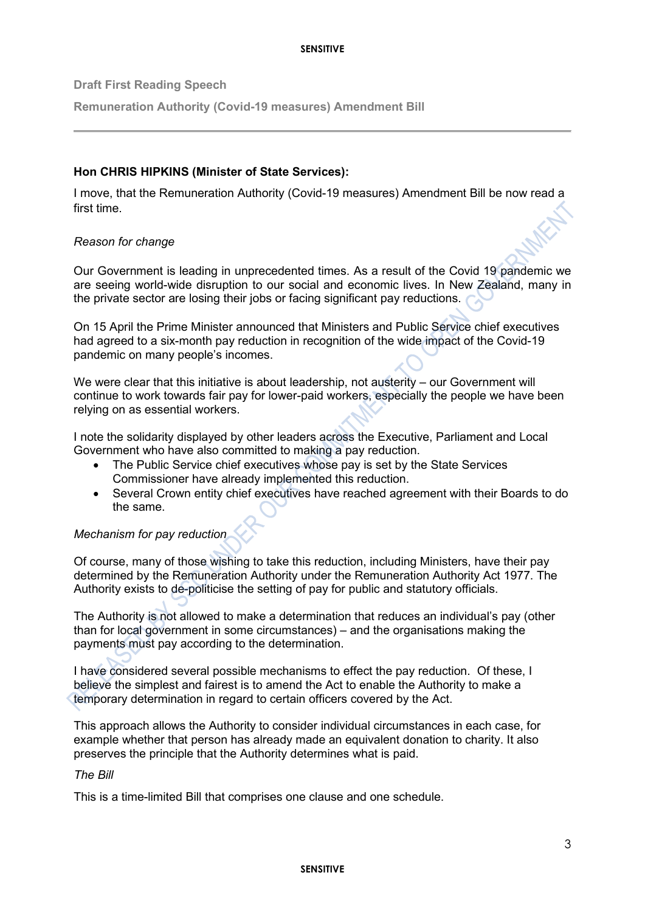**Draft First Reading Speech**

**Remuneration Authority (Covid-19 measures) Amendment Bill**

---

**Hon CHRIS HIPKINS (Minister of State Services):**

I move, that the Remuneration Authority (Covid-19 measures) Amendment Bill be now read a first time.

*Reason for change*

Our Government is leading in unprecedented times. As a result of the Covid 19 pandemic we are seeing world-wide disruption to our social and economic lives. In New Zealand, many in the private sector are losing their jobs or facing significant pay reductions.

On 15 April the Prime Minister announced that Ministers and Public Service chief executives had agreed to a six-month pay reduction in recognition of the wide impact of the Covid-19 pandemic on many people's incomes.

We were clear that this initiative is about leadership, not austerity – our Government will continue to work towards fair pay for lower-paid workers, especially the people we have been relying on as essential workers.

I note the solidarity displayed by other leaders across the Executive, Parliament and Local Government who have also committed to making a pay reduction.

- The Public Service chief executives whose pay is set by the State Services Commissioner have already implemented this reduction.
- Several Crown entity chief executives have reached agreement with their Boards to do the same.

*Mechanism for pay reduction*

Of course, many of those wishing to take this reduction, including Ministers, have their pay determined by the Remuneration Authority under the Remuneration Authority Act 1977. The Authority exists to de-politicise the setting of pay for public and statutory officials.

The Authority is not allowed to make a determination that reduces an individual's pay (other than for local government in some circumstances) – and the organisations making the payments must pay according to the determination.

I have considered several possible mechanisms to effect the pay reduction. Of these, I believe the simplest and fairest is to amend the Act to enable the Authority to make a temporary determination in regard to certain officers covered by the Act.

This approach allows the Authority to consider individual circumstances in each case, for example whether that person has already made an equivalent donation to charity. It also preserves the principle that the Authority determines what is paid.

*The Bill*

This is a time-limited Bill that comprises one clause and one schedule.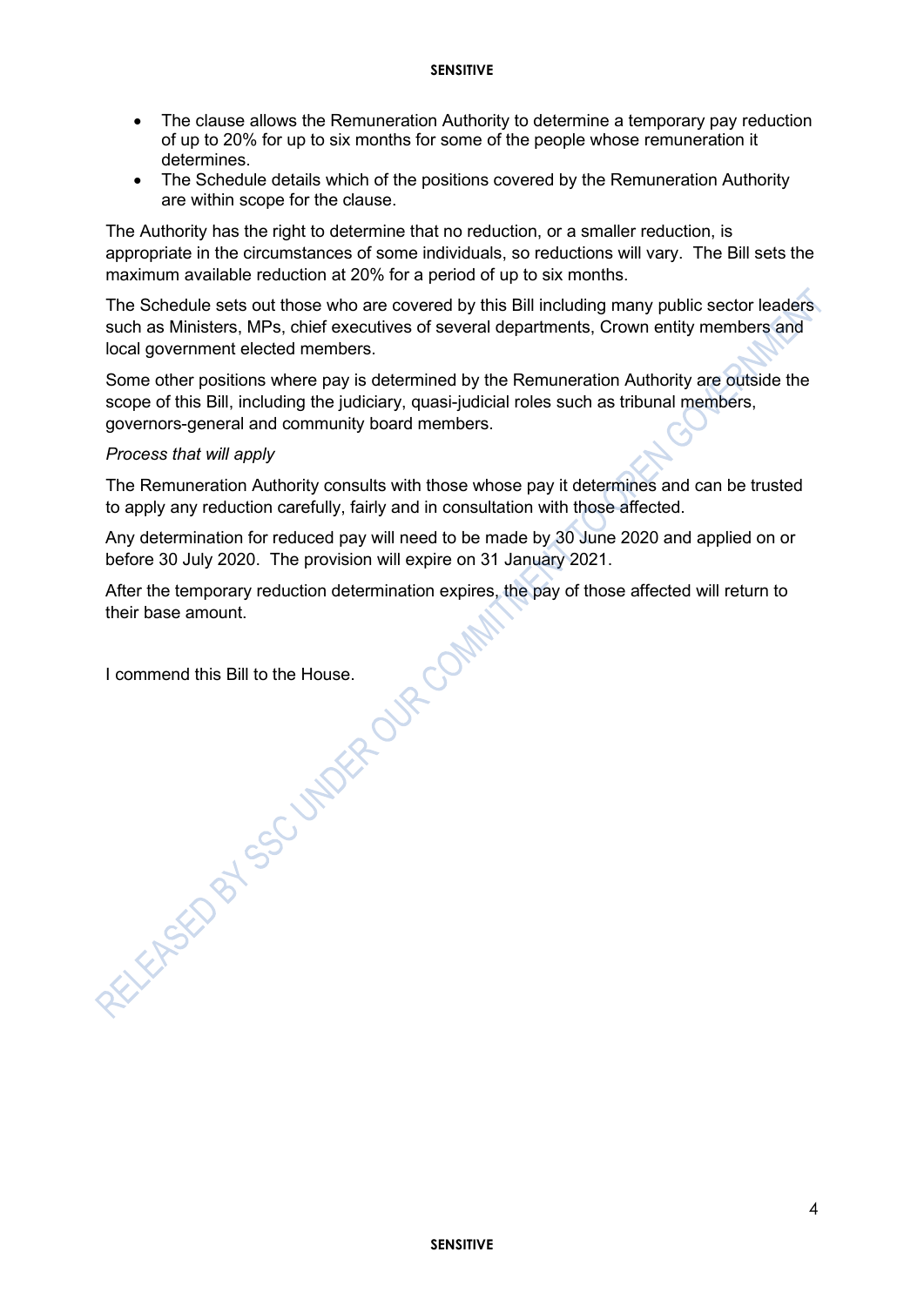- The clause allows the Remuneration Authority to determine a temporary pay reduction of up to 20% for up to six months for some of the people whose remuneration it determines.
- The Schedule details which of the positions covered by the Remuneration Authority are within scope for the clause.

The Authority has the right to determine that no reduction, or a smaller reduction, is appropriate in the circumstances of some individuals, so reductions will vary. The Bill sets the maximum available reduction at 20% for a period of up to six months.

The Schedule sets out those who are covered by this Bill including many public sector leaders such as Ministers, MPs, chief executives of several departments, Crown entity members and local government elected members.

Some other positions where pay is determined by the Remuneration Authority are outside the scope of this Bill, including the judiciary, quasi-judicial roles such as tribunal members, governors-general and community board members.

*Process that will apply*

The Remuneration Authority consults with those whose pay it determines and can be trusted to apply any reduction carefully, fairly and in consultation with those affected.

Any determination for reduced pay will need to be made by 30 June 2020 and applied on or before 30 July 2020. The provision will expire on 31 January 2021.

After the temporary reduction determination expires, the pay of those affected will return to their base amount.

I commend this Bill to the House.